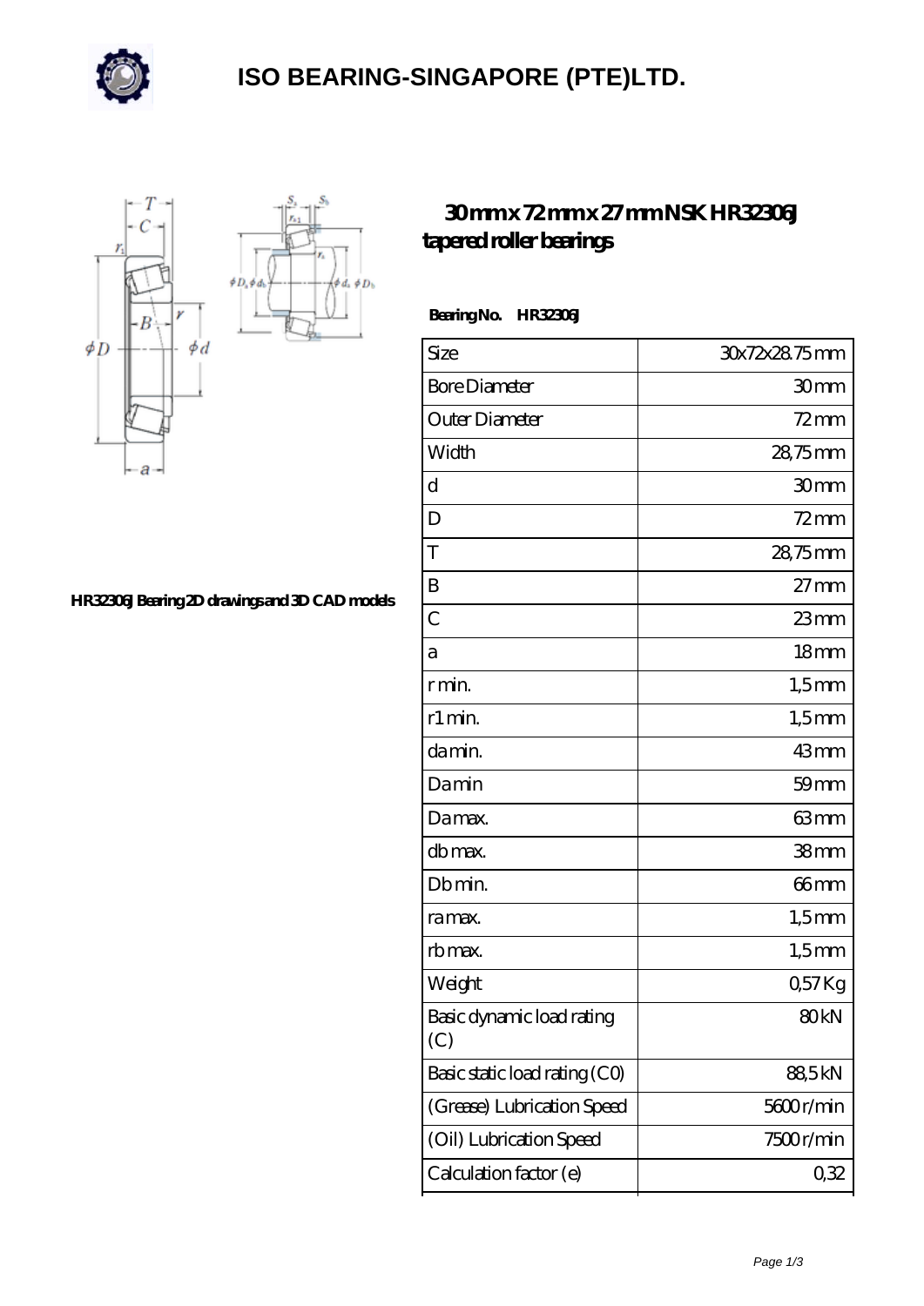# ISO BEARING-SINGAPORE (PTE)LTD.

## 30 mm x 72 mm x 27 mm NSK HR32306J tapered roller bearings

HR32306J Bearing 2D drawings and 3D CAD models

**Bearing No. HR32306J**

| Size | 30x72x28.75 mm |
| --- | --- |
| Bore Diameter | 30 mm |
| Outer Diameter | 72 mm |
| Width | 28,75 mm |
| d | 30 mm |
| D | 72 mm |
| T | 28,75 mm |
| B | 27 mm |
| C | 23 mm |
| a | 18 mm |
| r min. | 1,5 mm |
| r1 min. | 1,5 mm |
| da min. | 43 mm |
| Da min | 59 mm |
| Da max. | 63 mm |
| db max. | 38 mm |
| Db min. | 66 mm |
| ra max. | 1,5 mm |
| rb max. | 1,5 mm |
| Weight | 0,57 Kg |
| Basic dynamic load rating (C) | 80 kN |
| Basic static load rating (C0) | 88,5 kN |
| (Grease) Lubrication Speed | 5600 r/min |
| (Oil) Lubrication Speed | 7500 r/min |
| Calculation factor (e) | 0,32 |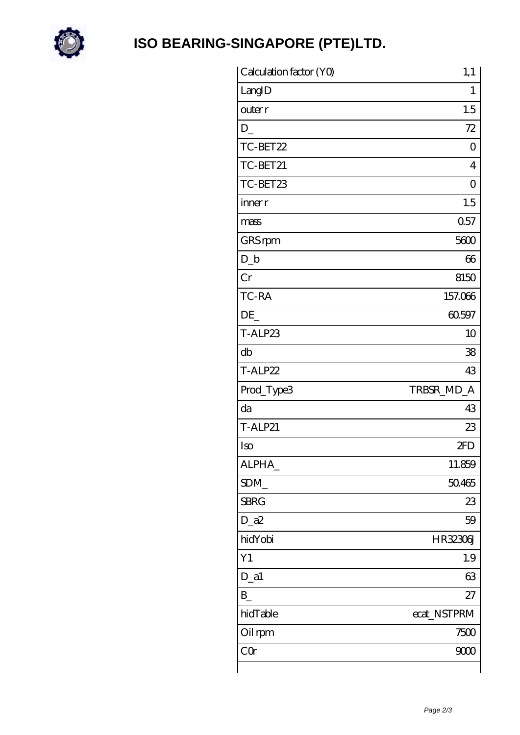# ISO BEARING-SINGAPORE (PTE)LTD.

| | |
|---|---|
| Calculation factor (Y0) | 1,1 |
| LangID | 1 |
| outer r | 1.5 |
| D_ | 72 |
| TC-BET22 | 0 |
| TC-BET21 | 4 |
| TC-BET23 | 0 |
| inner r | 1.5 |
| mass | 0.57 |
| GRS rpm | 5600 |
| D_b | 66 |
| Cr | 8150 |
| TC-RA | 157.066 |
| DE_ | 60.597 |
| T-ALP23 | 10 |
| db | 38 |
| T-ALP22 | 43 |
| Prod_Type3 | TRBSR_MD_A |
| da | 43 |
| T-ALP21 | 23 |
| Iso | 2FD |
| ALPHA_ | 11.859 |
| SDM_ | 50.465 |
| SBRG | 23 |
| D_a2 | 59 |
| hidYobi | HR32306J |
| Y1 | 1.9 |
| D_a1 | 63 |
| B_ | 27 |
| hidTable | ecat_NSTPRM |
| Oil rpm | 7500 |
| C0r | 9000 |
| | |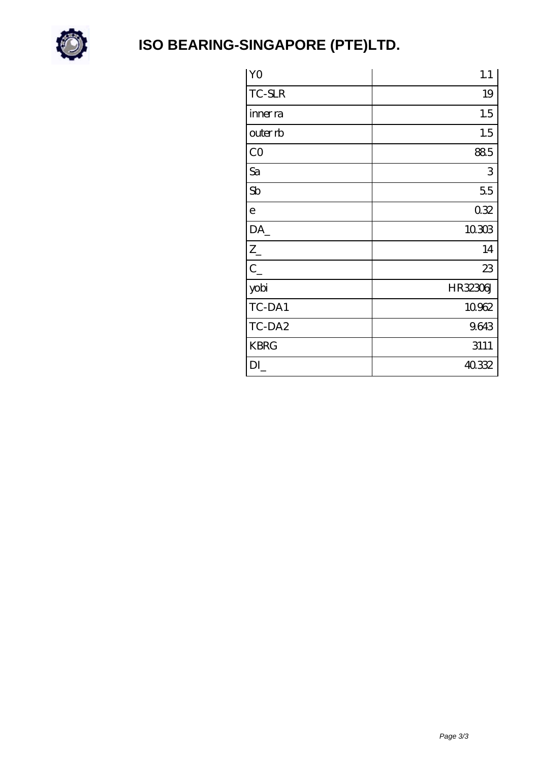# ISO BEARING-SINGAPORE (PTE)LTD.

| | |
|---|---|
| Y0 | 1.1 |
| TC-SLR | 19 |
| inner ra | 1.5 |
| outer rb | 1.5 |
| C0 | 88.5 |
| Sa | 3 |
| Sb | 5.5 |
| e | 0.32 |
| DA_ | 10.303 |
| Z_ | 14 |
| C_ | 23 |
| yobi | HR32306J |
| TC-DA1 | 10.962 |
| TC-DA2 | 9.643 |
| KBRG | 3111 |
| DI_ | 40.332 |